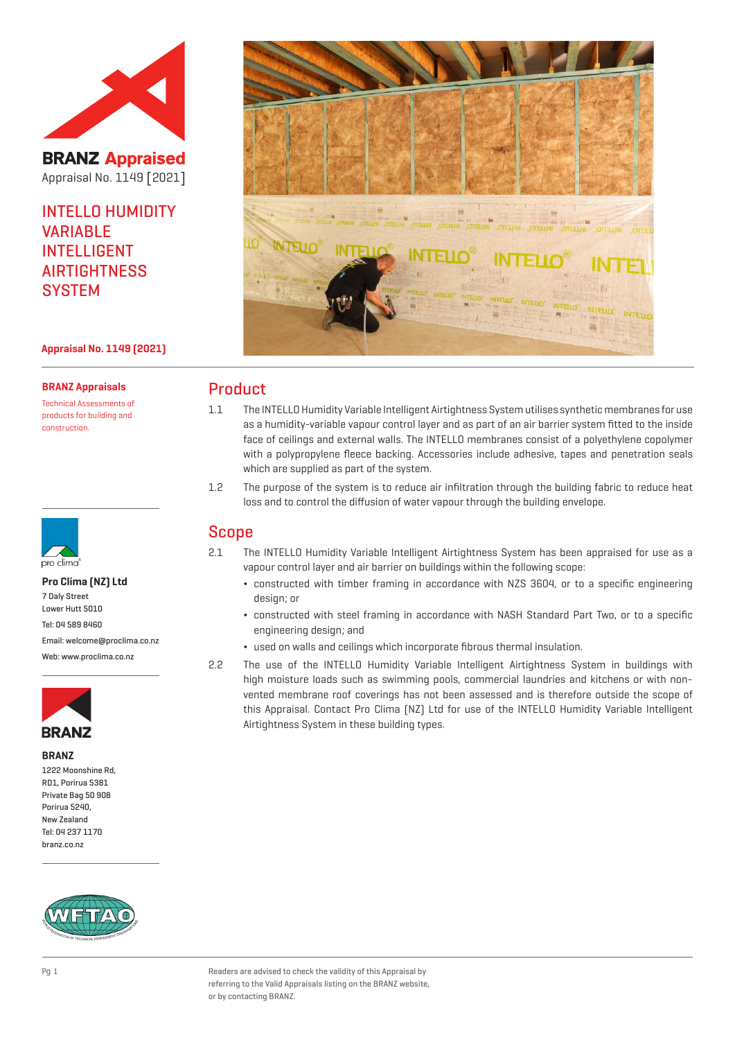# BRANZ Appraised

Appraisal No. 1149 [2021]

## INTELLO HUMIDITY VARIABLE INTELLIGENT AIRTIGHTNESS SYSTEM

**Appraisal No. 1149 (2021)**

**BRANZ Appraisals**

Technical Assessments of products for building and construction.

pro clima

**Pro Clima (NZ) Ltd**
7 Daly Street
Lower Hutt 5010
Tel: 04 589 8460
Email: welcome@proclima.co.nz
Web: www.proclima.co.nz

**BRANZ**
1222 Moonshine Rd,
RD1, Porirua 5381
Private Bag 50 908
Porirua 5240,
New Zealand
Tel: 04 237 1170
branz.co.nz

## Product

1.1 The INTELLO Humidity Variable Intelligent Airtightness System utilises synthetic membranes for use as a humidity-variable vapour control layer and as part of an air barrier system fitted to the inside face of ceilings and external walls. The INTELLO membranes consist of a polyethylene copolymer with a polypropylene fleece backing. Accessories include adhesive, tapes and penetration seals which are supplied as part of the system.

1.2 The purpose of the system is to reduce air infiltration through the building fabric to reduce heat loss and to control the diffusion of water vapour through the building envelope.

## Scope

2.1 The INTELLO Humidity Variable Intelligent Airtightness System has been appraised for use as a vapour control layer and air barrier on buildings within the following scope:

- constructed with timber framing in accordance with NZS 3604, or to a specific engineering design; or
- constructed with steel framing in accordance with NASH Standard Part Two, or to a specific engineering design; and
- used on walls and ceilings which incorporate fibrous thermal insulation.

2.2 The use of the INTELLO Humidity Variable Intelligent Airtightness System in buildings with high moisture loads such as swimming pools, commercial laundries and kitchens or with non-vented membrane roof coverings has not been assessed and is therefore outside the scope of this Appraisal. Contact Pro Clima (NZ) Ltd for use of the INTELLO Humidity Variable Intelligent Airtightness System in these building types.

Readers are advised to check the validity of this Appraisal by referring to the Valid Appraisals listing on the BRANZ website, or by contacting BRANZ.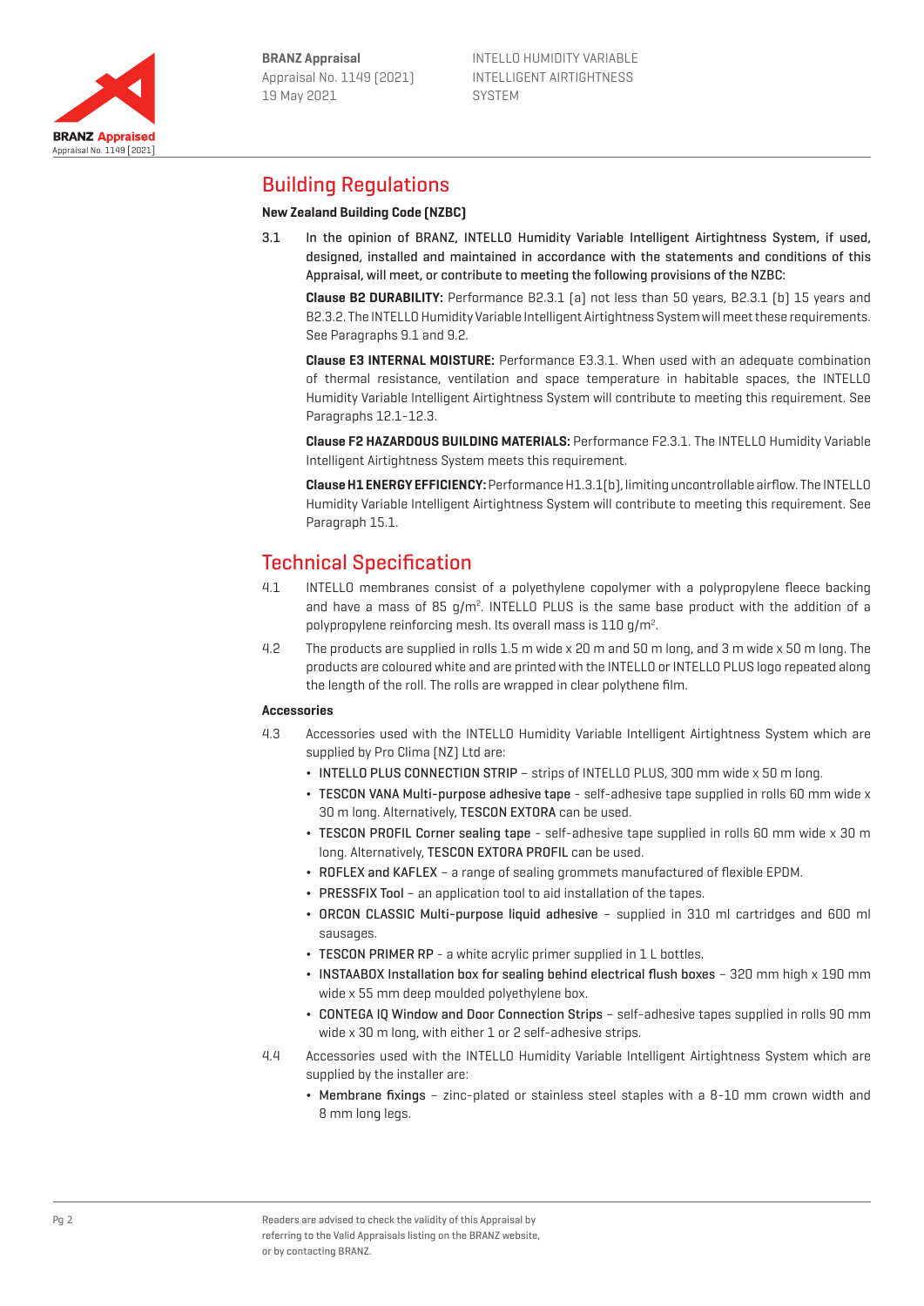## Building Regulations

### New Zealand Building Code (NZBC)

3.1 In the opinion of BRANZ, INTELLO Humidity Variable Intelligent Airtightness System, if used, designed, installed and maintained in accordance with the statements and conditions of this Appraisal, will meet, or contribute to meeting the following provisions of the NZBC:

**Clause B2 DURABILITY:** Performance B2.3.1 (a) not less than 50 years, B2.3.1 (b) 15 years and B2.3.2. The INTELLO Humidity Variable Intelligent Airtightness System will meet these requirements. See Paragraphs 9.1 and 9.2.

**Clause E3 INTERNAL MOISTURE:** Performance E3.3.1. When used with an adequate combination of thermal resistance, ventilation and space temperature in habitable spaces, the INTELLO Humidity Variable Intelligent Airtightness System will contribute to meeting this requirement. See Paragraphs 12.1-12.3.

**Clause F2 HAZARDOUS BUILDING MATERIALS:** Performance F2.3.1. The INTELLO Humidity Variable Intelligent Airtightness System meets this requirement.

**Clause H1 ENERGY EFFICIENCY:** Performance H1.3.1(b), limiting uncontrollable airflow. The INTELLO Humidity Variable Intelligent Airtightness System will contribute to meeting this requirement. See Paragraph 15.1.

## Technical Specification

4.1 INTELLO membranes consist of a polyethylene copolymer with a polypropylene fleece backing and have a mass of 85 g/m$^2$. INTELLO PLUS is the same base product with the addition of a polypropylene reinforcing mesh. Its overall mass is 110 g/m$^2$.

4.2 The products are supplied in rolls 1.5 m wide x 20 m and 50 m long, and 3 m wide x 50 m long. The products are coloured white and are printed with the INTELLO or INTELLO PLUS logo repeated along the length of the roll. The rolls are wrapped in clear polythene film.

### Accessories

4.3 Accessories used with the INTELLO Humidity Variable Intelligent Airtightness System which are supplied by Pro Clima (NZ) Ltd are:

- INTELLO PLUS CONNECTION STRIP – strips of INTELLO PLUS, 300 mm wide x 50 m long.
- TESCON VANA Multi-purpose adhesive tape - self-adhesive tape supplied in rolls 60 mm wide x 30 m long. Alternatively, TESCON EXTORA can be used.
- TESCON PROFIL Corner sealing tape - self-adhesive tape supplied in rolls 60 mm wide x 30 m long. Alternatively, TESCON EXTORA PROFIL can be used.
- ROFLEX and KAFLEX – a range of sealing grommets manufactured of flexible EPDM.
- PRESSFIX Tool – an application tool to aid installation of the tapes.
- ORCON CLASSIC Multi-purpose liquid adhesive – supplied in 310 ml cartridges and 600 ml sausages.
- TESCON PRIMER RP - a white acrylic primer supplied in 1 L bottles.
- INSTAABOX Installation box for sealing behind electrical flush boxes – 320 mm high x 190 mm wide x 55 mm deep moulded polyethylene box.
- CONTEGA IQ Window and Door Connection Strips – self-adhesive tapes supplied in rolls 90 mm wide x 30 m long, with either 1 or 2 self-adhesive strips.

4.4 Accessories used with the INTELLO Humidity Variable Intelligent Airtightness System which are supplied by the installer are:

- Membrane fixings – zinc-plated or stainless steel staples with a 8-10 mm crown width and 8 mm long legs.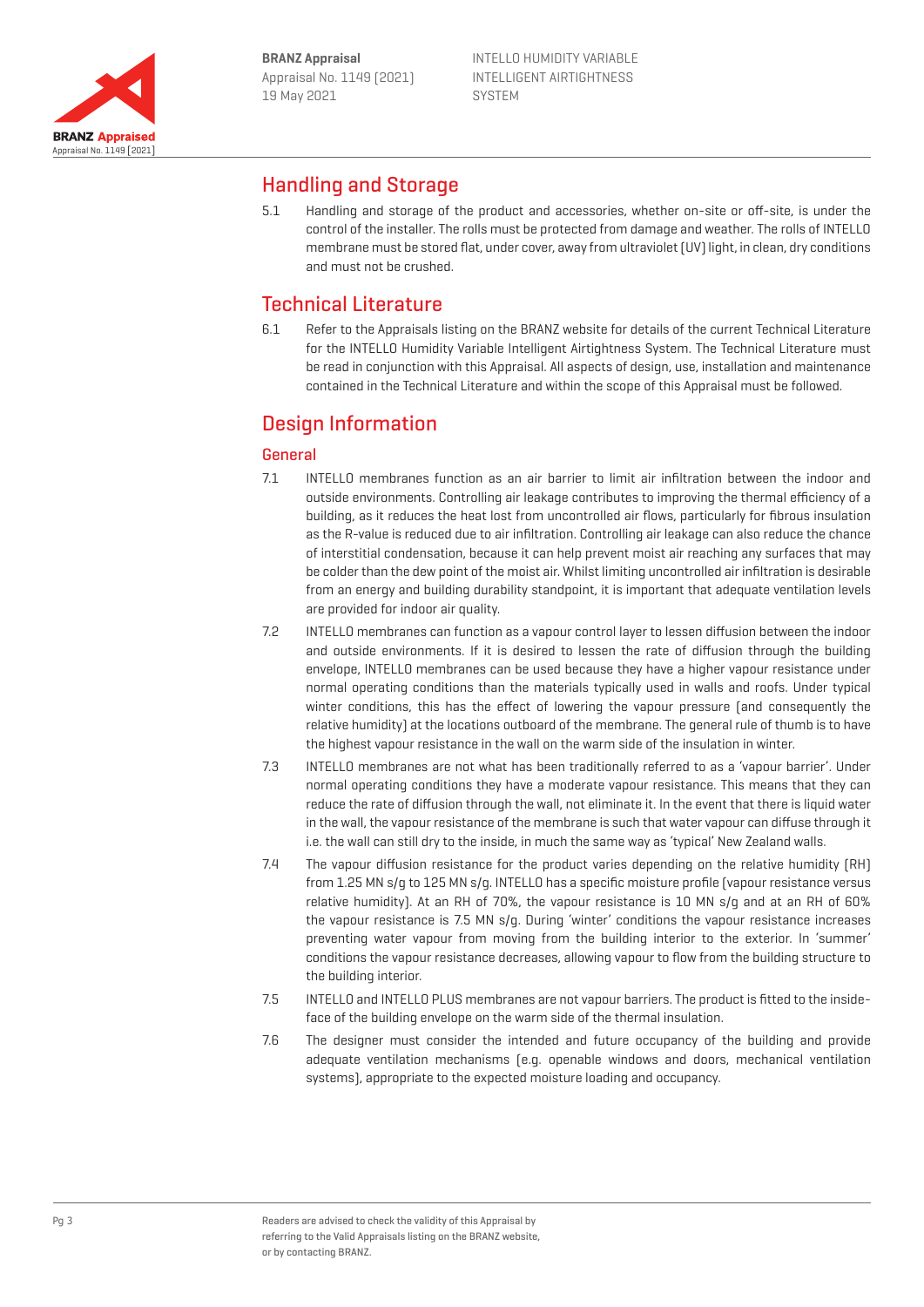## Handling and Storage

5.1 Handling and storage of the product and accessories, whether on-site or off-site, is under the control of the installer. The rolls must be protected from damage and weather. The rolls of INTELLO membrane must be stored flat, under cover, away from ultraviolet (UV) light, in clean, dry conditions and must not be crushed.

## Technical Literature

6.1 Refer to the Appraisals listing on the BRANZ website for details of the current Technical Literature for the INTELLO Humidity Variable Intelligent Airtightness System. The Technical Literature must be read in conjunction with this Appraisal. All aspects of design, use, installation and maintenance contained in the Technical Literature and within the scope of this Appraisal must be followed.

## Design Information

### General

7.1 INTELLO membranes function as an air barrier to limit air infiltration between the indoor and outside environments. Controlling air leakage contributes to improving the thermal efficiency of a building, as it reduces the heat lost from uncontrolled air flows, particularly for fibrous insulation as the R-value is reduced due to air infiltration. Controlling air leakage can also reduce the chance of interstitial condensation, because it can help prevent moist air reaching any surfaces that may be colder than the dew point of the moist air. Whilst limiting uncontrolled air infiltration is desirable from an energy and building durability standpoint, it is important that adequate ventilation levels are provided for indoor air quality.

7.2 INTELLO membranes can function as a vapour control layer to lessen diffusion between the indoor and outside environments. If it is desired to lessen the rate of diffusion through the building envelope, INTELLO membranes can be used because they have a higher vapour resistance under normal operating conditions than the materials typically used in walls and roofs. Under typical winter conditions, this has the effect of lowering the vapour pressure (and consequently the relative humidity) at the locations outboard of the membrane. The general rule of thumb is to have the highest vapour resistance in the wall on the warm side of the insulation in winter.

7.3 INTELLO membranes are not what has been traditionally referred to as a 'vapour barrier'. Under normal operating conditions they have a moderate vapour resistance. This means that they can reduce the rate of diffusion through the wall, not eliminate it. In the event that there is liquid water in the wall, the vapour resistance of the membrane is such that water vapour can diffuse through it i.e. the wall can still dry to the inside, in much the same way as 'typical' New Zealand walls.

7.4 The vapour diffusion resistance for the product varies depending on the relative humidity (RH) from 1.25 MN s/g to 125 MN s/g. INTELLO has a specific moisture profile (vapour resistance versus relative humidity). At an RH of 70%, the vapour resistance is 10 MN s/g and at an RH of 60% the vapour resistance is 7.5 MN s/g. During 'winter' conditions the vapour resistance increases preventing water vapour from moving from the building interior to the exterior. In 'summer' conditions the vapour resistance decreases, allowing vapour to flow from the building structure to the building interior.

7.5 INTELLO and INTELLO PLUS membranes are not vapour barriers. The product is fitted to the inside-face of the building envelope on the warm side of the thermal insulation.

7.6 The designer must consider the intended and future occupancy of the building and provide adequate ventilation mechanisms (e.g. openable windows and doors, mechanical ventilation systems), appropriate to the expected moisture loading and occupancy.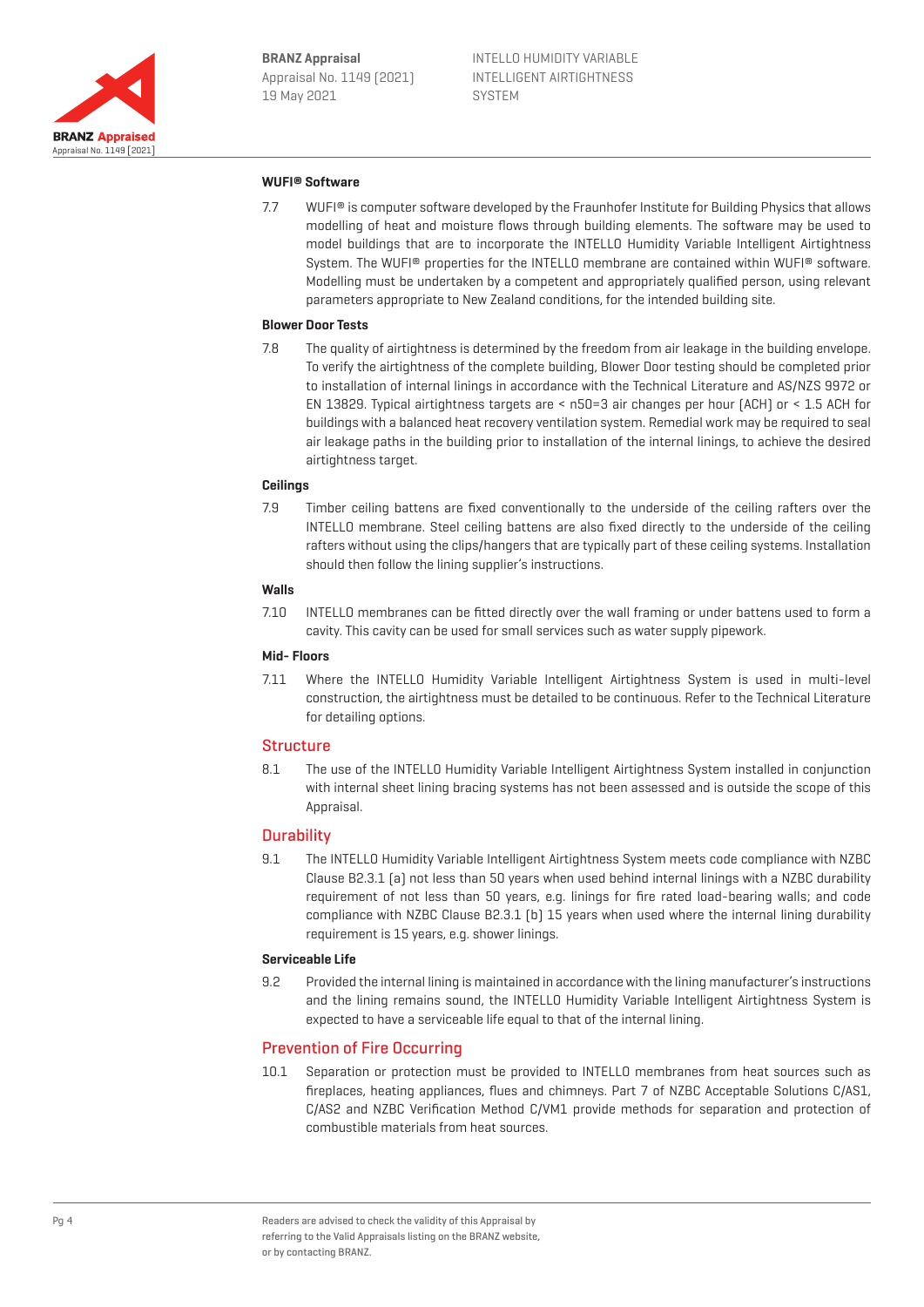### WUFI® Software

7.7 WUFI® is computer software developed by the Fraunhofer Institute for Building Physics that allows modelling of heat and moisture flows through building elements. The software may be used to model buildings that are to incorporate the INTELLO Humidity Variable Intelligent Airtightness System. The WUFI® properties for the INTELLO membrane are contained within WUFI® software. Modelling must be undertaken by a competent and appropriately qualified person, using relevant parameters appropriate to New Zealand conditions, for the intended building site.

### Blower Door Tests

7.8 The quality of airtightness is determined by the freedom from air leakage in the building envelope. To verify the airtightness of the complete building, Blower Door testing should be completed prior to installation of internal linings in accordance with the Technical Literature and AS/NZS 9972 or EN 13829. Typical airtightness targets are < n50=3 air changes per hour (ACH) or < 1.5 ACH for buildings with a balanced heat recovery ventilation system. Remedial work may be required to seal air leakage paths in the building prior to installation of the internal linings, to achieve the desired airtightness target.

### Ceilings

7.9 Timber ceiling battens are fixed conventionally to the underside of the ceiling rafters over the INTELLO membrane. Steel ceiling battens are also fixed directly to the underside of the ceiling rafters without using the clips/hangers that are typically part of these ceiling systems. Installation should then follow the lining supplier's instructions.

### Walls

7.10 INTELLO membranes can be fitted directly over the wall framing or under battens used to form a cavity. This cavity can be used for small services such as water supply pipework.

### Mid- Floors

7.11 Where the INTELLO Humidity Variable Intelligent Airtightness System is used in multi-level construction, the airtightness must be detailed to be continuous. Refer to the Technical Literature for detailing options.

## Structure

8.1 The use of the INTELLO Humidity Variable Intelligent Airtightness System installed in conjunction with internal sheet lining bracing systems has not been assessed and is outside the scope of this Appraisal.

## Durability

9.1 The INTELLO Humidity Variable Intelligent Airtightness System meets code compliance with NZBC Clause B2.3.1 (a) not less than 50 years when used behind internal linings with a NZBC durability requirement of not less than 50 years, e.g. linings for fire rated load-bearing walls; and code compliance with NZBC Clause B2.3.1 (b) 15 years when used where the internal lining durability requirement is 15 years, e.g. shower linings.

### Serviceable Life

9.2 Provided the internal lining is maintained in accordance with the lining manufacturer's instructions and the lining remains sound, the INTELLO Humidity Variable Intelligent Airtightness System is expected to have a serviceable life equal to that of the internal lining.

## Prevention of Fire Occurring

10.1 Separation or protection must be provided to INTELLO membranes from heat sources such as fireplaces, heating appliances, flues and chimneys. Part 7 of NZBC Acceptable Solutions C/AS1, C/AS2 and NZBC Verification Method C/VM1 provide methods for separation and protection of combustible materials from heat sources.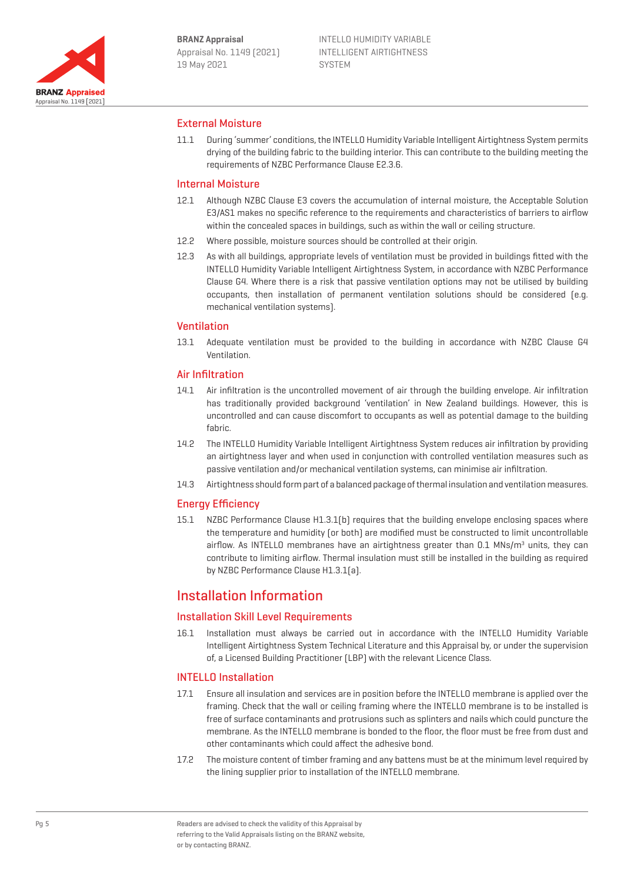## External Moisture

11.1 During 'summer' conditions, the INTELLO Humidity Variable Intelligent Airtightness System permits drying of the building fabric to the building interior. This can contribute to the building meeting the requirements of NZBC Performance Clause E2.3.6.

## Internal Moisture

12.1 Although NZBC Clause E3 covers the accumulation of internal moisture, the Acceptable Solution E3/AS1 makes no specific reference to the requirements and characteristics of barriers to airflow within the concealed spaces in buildings, such as within the wall or ceiling structure.

12.2 Where possible, moisture sources should be controlled at their origin.

12.3 As with all buildings, appropriate levels of ventilation must be provided in buildings fitted with the INTELLO Humidity Variable Intelligent Airtightness System, in accordance with NZBC Performance Clause G4. Where there is a risk that passive ventilation options may not be utilised by building occupants, then installation of permanent ventilation solutions should be considered (e.g. mechanical ventilation systems).

## Ventilation

13.1 Adequate ventilation must be provided to the building in accordance with NZBC Clause G4 Ventilation.

## Air Infiltration

14.1 Air infiltration is the uncontrolled movement of air through the building envelope. Air infiltration has traditionally provided background 'ventilation' in New Zealand buildings. However, this is uncontrolled and can cause discomfort to occupants as well as potential damage to the building fabric.

14.2 The INTELLO Humidity Variable Intelligent Airtightness System reduces air infiltration by providing an airtightness layer and when used in conjunction with controlled ventilation measures such as passive ventilation and/or mechanical ventilation systems, can minimise air infiltration.

14.3 Airtightness should form part of a balanced package of thermal insulation and ventilation measures.

## Energy Efficiency

15.1 NZBC Performance Clause H1.3.1(b) requires that the building envelope enclosing spaces where the temperature and humidity (or both) are modified must be constructed to limit uncontrollable airflow. As INTELLO membranes have an airtightness greater than 0.1 MNs/m³ units, they can contribute to limiting airflow. Thermal insulation must still be installed in the building as required by NZBC Performance Clause H1.3.1(a).

# Installation Information

## Installation Skill Level Requirements

16.1 Installation must always be carried out in accordance with the INTELLO Humidity Variable Intelligent Airtightness System Technical Literature and this Appraisal by, or under the supervision of, a Licensed Building Practitioner (LBP) with the relevant Licence Class.

## INTELLO Installation

17.1 Ensure all insulation and services are in position before the INTELLO membrane is applied over the framing. Check that the wall or ceiling framing where the INTELLO membrane is to be installed is free of surface contaminants and protrusions such as splinters and nails which could puncture the membrane. As the INTELLO membrane is bonded to the floor, the floor must be free from dust and other contaminants which could affect the adhesive bond.

17.2 The moisture content of timber framing and any battens must be at the minimum level required by the lining supplier prior to installation of the INTELLO membrane.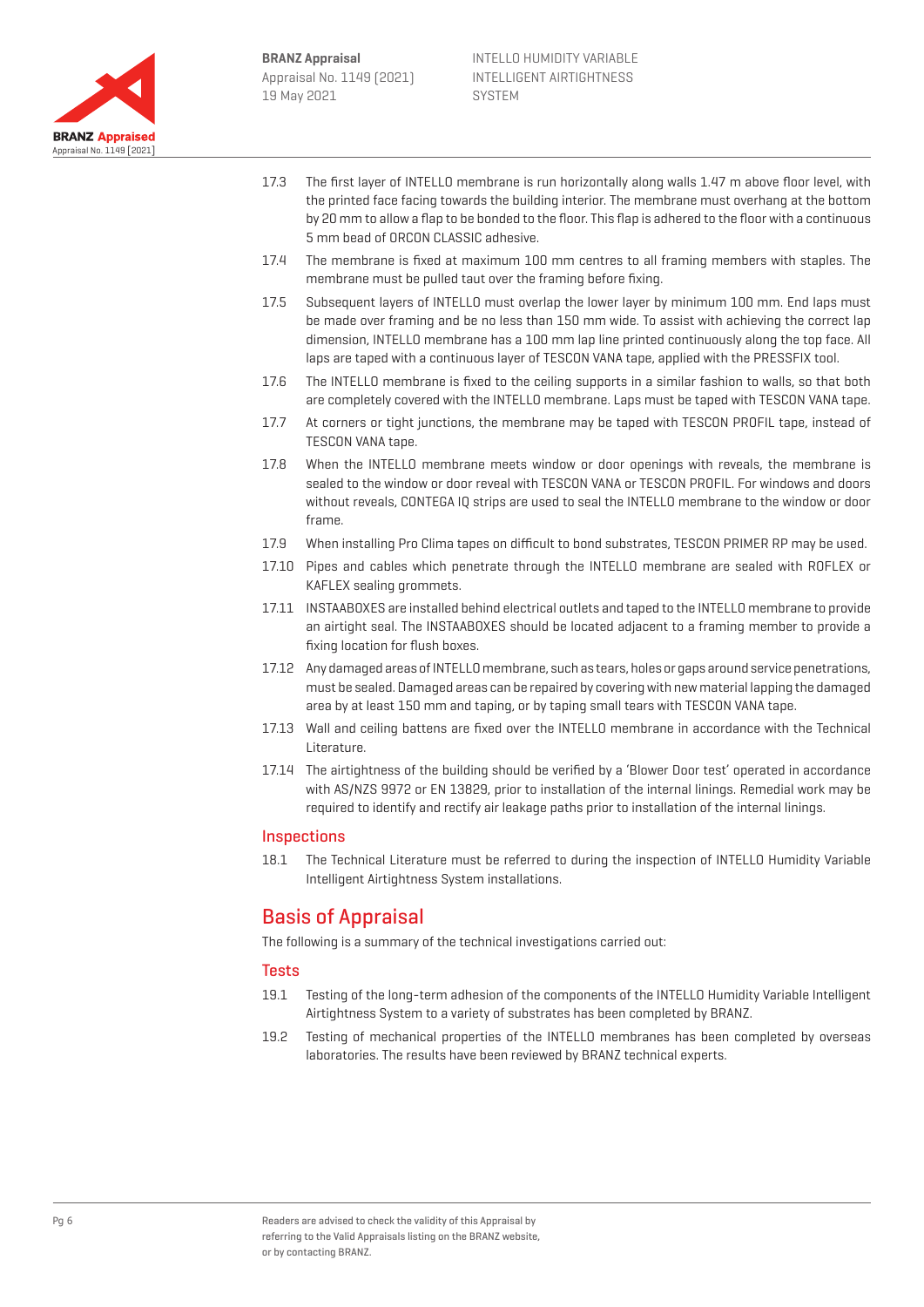17.3 The first layer of INTELLO membrane is run horizontally along walls 1.47 m above floor level, with the printed face facing towards the building interior. The membrane must overhang at the bottom by 20 mm to allow a flap to be bonded to the floor. This flap is adhered to the floor with a continuous 5 mm bead of ORCON CLASSIC adhesive.

17.4 The membrane is fixed at maximum 100 mm centres to all framing members with staples. The membrane must be pulled taut over the framing before fixing.

17.5 Subsequent layers of INTELLO must overlap the lower layer by minimum 100 mm. End laps must be made over framing and be no less than 150 mm wide. To assist with achieving the correct lap dimension, INTELLO membrane has a 100 mm lap line printed continuously along the top face. All laps are taped with a continuous layer of TESCON VANA tape, applied with the PRESSFIX tool.

17.6 The INTELLO membrane is fixed to the ceiling supports in a similar fashion to walls, so that both are completely covered with the INTELLO membrane. Laps must be taped with TESCON VANA tape.

17.7 At corners or tight junctions, the membrane may be taped with TESCON PROFIL tape, instead of TESCON VANA tape.

17.8 When the INTELLO membrane meets window or door openings with reveals, the membrane is sealed to the window or door reveal with TESCON VANA or TESCON PROFIL. For windows and doors without reveals, CONTEGA IQ strips are used to seal the INTELLO membrane to the window or door frame.

17.9 When installing Pro Clima tapes on difficult to bond substrates, TESCON PRIMER RP may be used.

17.10 Pipes and cables which penetrate through the INTELLO membrane are sealed with ROFLEX or KAFLEX sealing grommets.

17.11 INSTAABOXES are installed behind electrical outlets and taped to the INTELLO membrane to provide an airtight seal. The INSTAABOXES should be located adjacent to a framing member to provide a fixing location for flush boxes.

17.12 Any damaged areas of INTELLO membrane, such as tears, holes or gaps around service penetrations, must be sealed. Damaged areas can be repaired by covering with new material lapping the damaged area by at least 150 mm and taping, or by taping small tears with TESCON VANA tape.

17.13 Wall and ceiling battens are fixed over the INTELLO membrane in accordance with the Technical Literature.

17.14 The airtightness of the building should be verified by a 'Blower Door test' operated in accordance with AS/NZS 9972 or EN 13829, prior to installation of the internal linings. Remedial work may be required to identify and rectify air leakage paths prior to installation of the internal linings.

### Inspections

18.1 The Technical Literature must be referred to during the inspection of INTELLO Humidity Variable Intelligent Airtightness System installations.

## Basis of Appraisal

The following is a summary of the technical investigations carried out:

### Tests

19.1 Testing of the long-term adhesion of the components of the INTELLO Humidity Variable Intelligent Airtightness System to a variety of substrates has been completed by BRANZ.

19.2 Testing of mechanical properties of the INTELLO membranes has been completed by overseas laboratories. The results have been reviewed by BRANZ technical experts.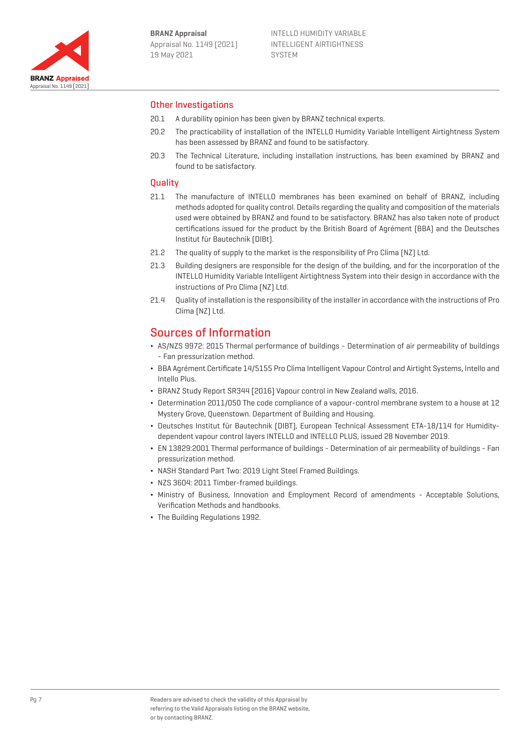## Other Investigations

20.1 A durability opinion has been given by BRANZ technical experts.

20.2 The practicability of installation of the INTELLO Humidity Variable Intelligent Airtightness System has been assessed by BRANZ and found to be satisfactory.

20.3 The Technical Literature, including installation instructions, has been examined by BRANZ and found to be satisfactory.

## Quality

21.1 The manufacture of INTELLO membranes has been examined on behalf of BRANZ, including methods adopted for quality control. Details regarding the quality and composition of the materials used were obtained by BRANZ and found to be satisfactory. BRANZ has also taken note of product certifications issued for the product by the British Board of Agrément (BBA) and the Deutsches Institut für Bautechnik (DIBt).

21.2 The quality of supply to the market is the responsibility of Pro Clima (NZ) Ltd.

21.3 Building designers are responsible for the design of the building, and for the incorporation of the INTELLO Humidity Variable Intelligent Airtightness System into their design in accordance with the instructions of Pro Clima (NZ) Ltd.

21.4 Quality of installation is the responsibility of the installer in accordance with the instructions of Pro Clima (NZ) Ltd.

# Sources of Information

- AS/NZS 9972: 2015 Thermal performance of buildings - Determination of air permeability of buildings - Fan pressurization method.
- BBA Agrément Certificate 14/5155 Pro Clima Intelligent Vapour Control and Airtight Systems, Intello and Intello Plus.
- BRANZ Study Report SR344 (2016) Vapour control in New Zealand walls, 2016.
- Determination 2011/050 The code compliance of a vapour-control membrane system to a house at 12 Mystery Grove, Queenstown. Department of Building and Housing.
- Deutsches Institut für Bautechnik (DIBT), European Technical Assessment ETA-18/114 for Humidity-dependent vapour control layers INTELLO and INTELLO PLUS, issued 28 November 2019.
- EN 13829:2001 Thermal performance of buildings - Determination of air permeability of buildings - Fan pressurization method.
- NASH Standard Part Two: 2019 Light Steel Framed Buildings.
- NZS 3604: 2011 Timber-framed buildings.
- Ministry of Business, Innovation and Employment Record of amendments - Acceptable Solutions, Verification Methods and handbooks.
- The Building Regulations 1992.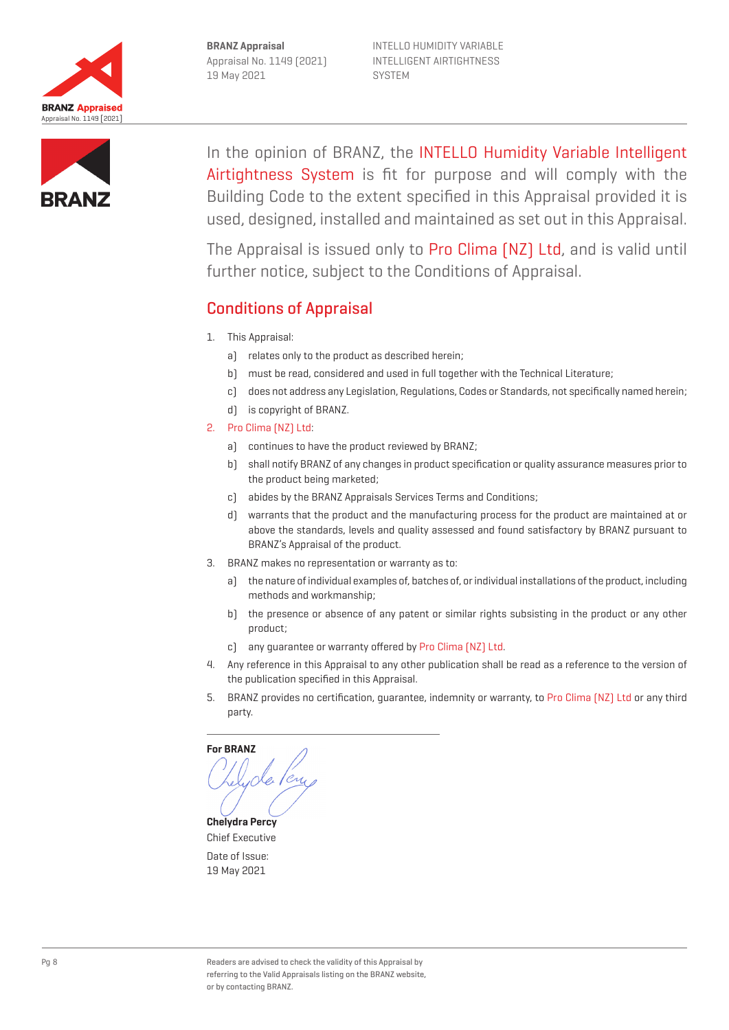In the opinion of BRANZ, the INTELLO Humidity Variable Intelligent Airtightness System is fit for purpose and will comply with the Building Code to the extent specified in this Appraisal provided it is used, designed, installed and maintained as set out in this Appraisal.

The Appraisal is issued only to Pro Clima (NZ) Ltd, and is valid until further notice, subject to the Conditions of Appraisal.

## Conditions of Appraisal

1. This Appraisal:
   a) relates only to the product as described herein;
   b) must be read, considered and used in full together with the Technical Literature;
   c) does not address any Legislation, Regulations, Codes or Standards, not specifically named herein;
   d) is copyright of BRANZ.
2. Pro Clima (NZ) Ltd:
   a) continues to have the product reviewed by BRANZ;
   b) shall notify BRANZ of any changes in product specification or quality assurance measures prior to the product being marketed;
   c) abides by the BRANZ Appraisals Services Terms and Conditions;
   d) warrants that the product and the manufacturing process for the product are maintained at or above the standards, levels and quality assessed and found satisfactory by BRANZ pursuant to BRANZ's Appraisal of the product.
3. BRANZ makes no representation or warranty as to:
   a) the nature of individual examples of, batches of, or individual installations of the product, including methods and workmanship;
   b) the presence or absence of any patent or similar rights subsisting in the product or any other product;
   c) any guarantee or warranty offered by Pro Clima (NZ) Ltd.
4. Any reference in this Appraisal to any other publication shall be read as a reference to the version of the publication specified in this Appraisal.
5. BRANZ provides no certification, guarantee, indemnity or warranty, to Pro Clima (NZ) Ltd or any third party.

**For BRANZ**

**Chelydra Percy**
Chief Executive

Date of Issue:
19 May 2021

Readers are advised to check the validity of this Appraisal by referring to the Valid Appraisals listing on the BRANZ website, or by contacting BRANZ.